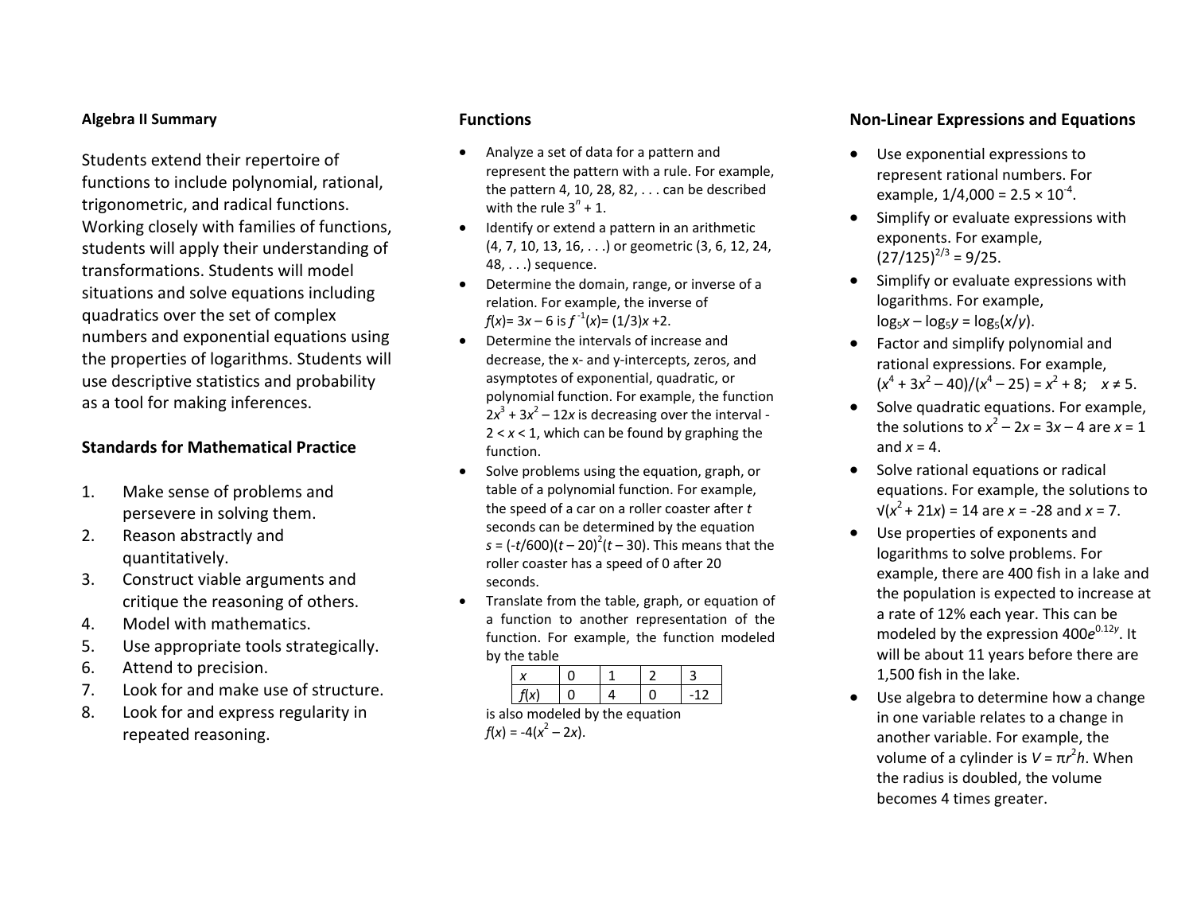## Algebra II Summary

Students extend their repertoire of functions to include polynomial, rational, trigonometric, and radical functions. Working closely with families of functions, students will apply their understanding of transformations. Students will model situations and solve equations including quadratics over the set of complex numbers and exponential equations using the properties of logarithms. Students will use descriptive statistics and probability as a tool for making inferences.

## Standards for Mathematical Practice

1. Make sense of problems and persevere in solving them.
2. Reason abstractly and quantitatively.
3. Construct viable arguments and critique the reasoning of others.
4. Model with mathematics.
5. Use appropriate tools strategically.
6. Attend to precision.
7. Look for and make use of structure.
8. Look for and express regularity in repeated reasoning.

## Functions

- Analyze a set of data for a pattern and represent the pattern with a rule. For example, the pattern 4, 10, 28, 82, . . . can be described with the rule $3^n + 1$.
- Identify or extend a pattern in an arithmetic (4, 7, 10, 13, 16, . . .) or geometric (3, 6, 12, 24, 48, . . .) sequence.
- Determine the domain, range, or inverse of a relation. For example, the inverse of $f(x) = 3x – 6$ is $f^{-1}(x) = (1/3)x + 2$.
- Determine the intervals of increase and decrease, the x- and y-intercepts, zeros, and asymptotes of exponential, quadratic, or polynomial function. For example, the function $2x^3 + 3x^2 – 12x$ is decreasing over the interval $-2 < x < 1$, which can be found by graphing the function.
- Solve problems using the equation, graph, or table of a polynomial function. For example, the speed of a car on a roller coaster after $t$ seconds can be determined by the equation $s = (-t/600)(t – 20)^2(t – 30)$. This means that the roller coaster has a speed of 0 after 20 seconds.
- Translate from the table, graph, or equation of a function to another representation of the function. For example, the function modeled by the table

| $x$ | 0 | 1 | 2 | 3 |
|---|---|---|---|---|
| $f(x)$ | 0 | 4 | 0 | -12 |

  is also modeled by the equation $f(x) = -4(x^2 – 2x)$.

## Non-Linear Expressions and Equations

- Use exponential expressions to represent rational numbers. For example, $1/4{,}000 = 2.5 \times 10^{-4}$.
- Simplify or evaluate expressions with exponents. For example, $(27/125)^{2/3} = 9/25$.
- Simplify or evaluate expressions with logarithms. For example, $\log_5 x – \log_5 y = \log_5(x/y)$.
- Factor and simplify polynomial and rational expressions. For example, $(x^4 + 3x^2 – 40)/(x^4 – 25) = x^2 + 8$; $x \neq 5$.
- Solve quadratic equations. For example, the solutions to $x^2 – 2x = 3x – 4$ are $x = 1$ and $x = 4$.
- Solve rational equations or radical equations. For example, the solutions to $\sqrt{(x^2 + 21x)} = 14$ are $x = -28$ and $x = 7$.
- Use properties of exponents and logarithms to solve problems. For example, there are 400 fish in a lake and the population is expected to increase at a rate of 12% each year. This can be modeled by the expression $400e^{0.12y}$. It will be about 11 years before there are 1,500 fish in the lake.
- Use algebra to determine how a change in one variable relates to a change in another variable. For example, the volume of a cylinder is $V = \pi r^2 h$. When the radius is doubled, the volume becomes 4 times greater.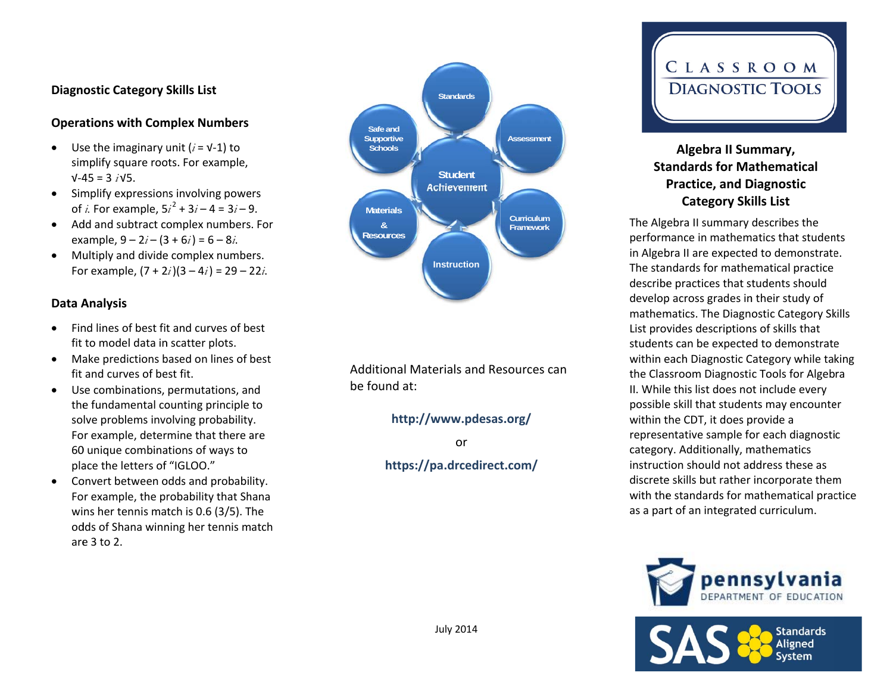## Diagnostic Category Skills List

### Operations with Complex Numbers

- Use the imaginary unit ($i = \sqrt{-1}$) to simplify square roots. For example, $\sqrt{-45} = 3i\sqrt{5}$.
- Simplify expressions involving powers of $i$. For example, $5i^2 + 3i - 4 = 3i - 9$.
- Add and subtract complex numbers. For example, $9 - 2i - (3 + 6i) = 6 - 8i$.
- Multiply and divide complex numbers. For example, $(7 + 2i)(3 - 4i) = 29 - 22i$.

### Data Analysis

- Find lines of best fit and curves of best fit to model data in scatter plots.
- Make predictions based on lines of best fit and curves of best fit.
- Use combinations, permutations, and the fundamental counting principle to solve problems involving probability. For example, determine that there are 60 unique combinations of ways to place the letters of "IGLOO."
- Convert between odds and probability. For example, the probability that Shana wins her tennis match is 0.6 (3/5). The odds of Shana winning her tennis match are 3 to 2.

Standards
Safe and Supportive Schools
Assessment
Student Achievement
Materials & Resources
Curriculum Framework
Instruction

Additional Materials and Resources can be found at:

**http://www.pdesas.org/**

or

**https://pa.drcedirect.com/**

July 2014

# CLASSROOM DIAGNOSTIC TOOLS

## Algebra II Summary, Standards for Mathematical Practice, and Diagnostic Category Skills List

The Algebra II summary describes the performance in mathematics that students in Algebra II are expected to demonstrate. The standards for mathematical practice describe practices that students should develop across grades in their study of mathematics. The Diagnostic Category Skills List provides descriptions of skills that students can be expected to demonstrate within each Diagnostic Category while taking the Classroom Diagnostic Tools for Algebra II. While this list does not include every possible skill that students may encounter within the CDT, it does provide a representative sample for each diagnostic category. Additionally, mathematics instruction should not address these as discrete skills but rather incorporate them with the standards for mathematical practice as a part of an integrated curriculum.

pennsylvania
DEPARTMENT OF EDUCATION

SAS Standards Aligned System